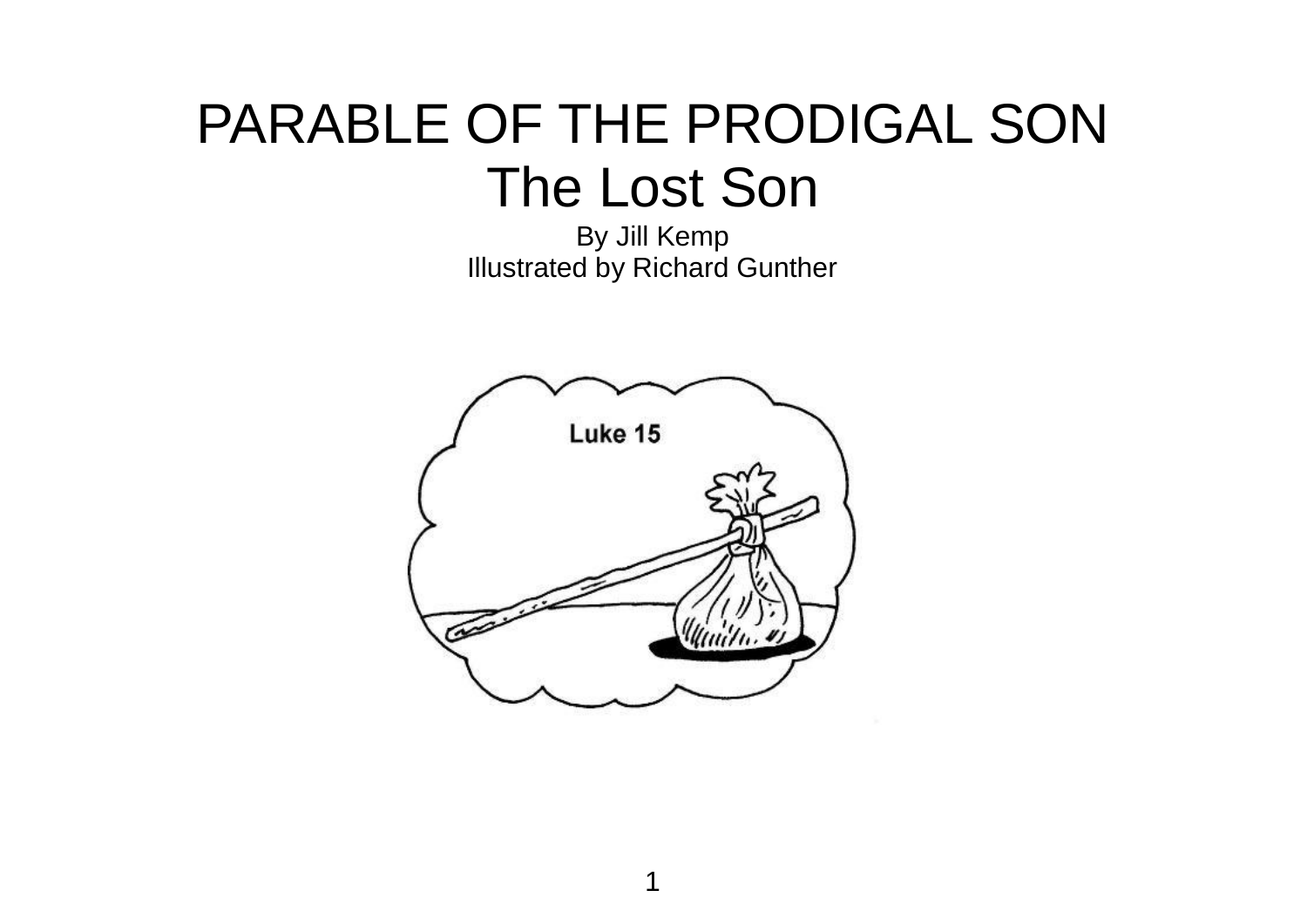# PARABLE OF THE PRODIGAL SON

## The Lost Son

By Jill Kemp

Illustrated by Richard Gunther

Luke 15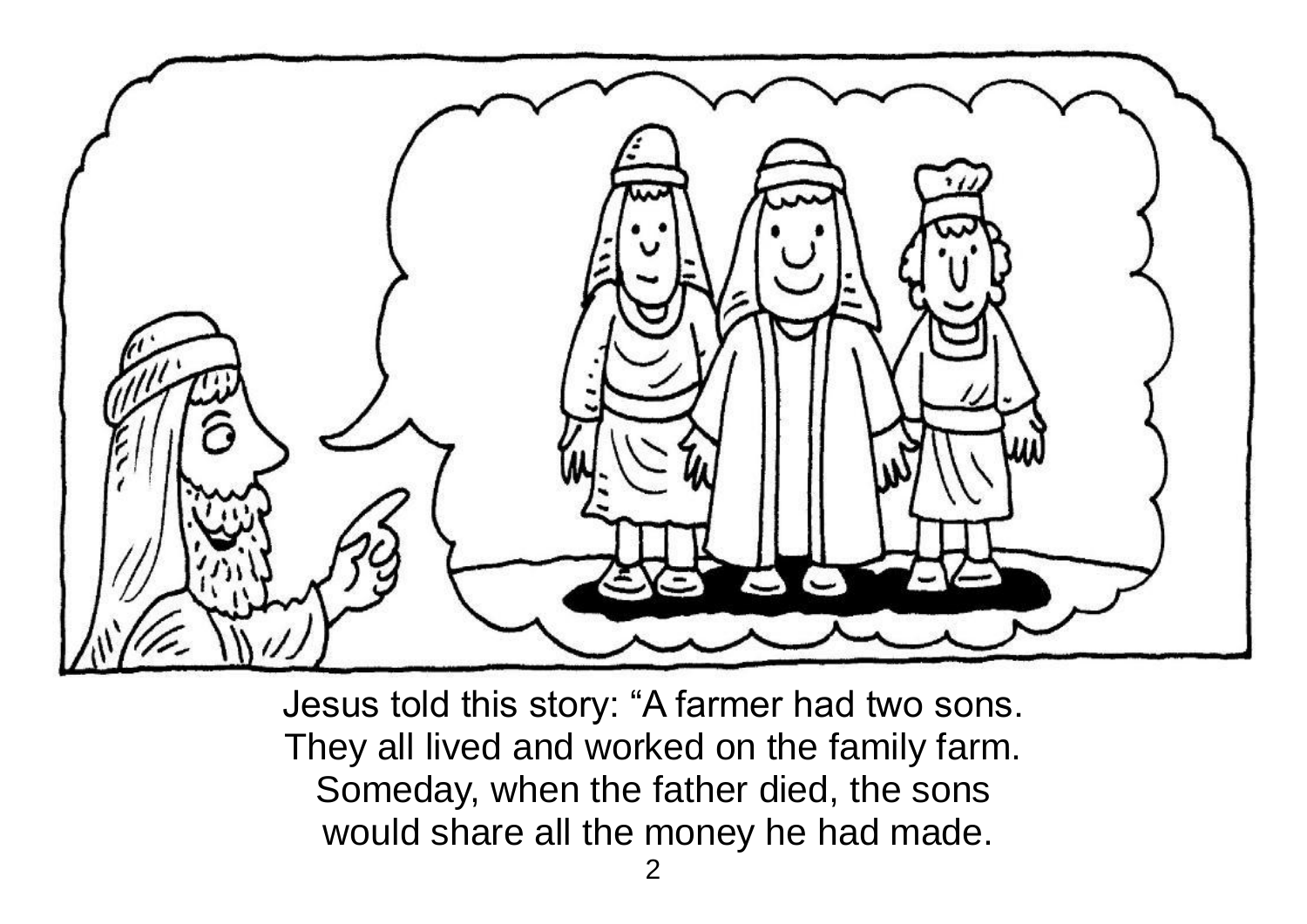Jesus told this story: “A farmer had two sons. They all lived and worked on the family farm. Someday, when the father died, the sons would share all the money he had made.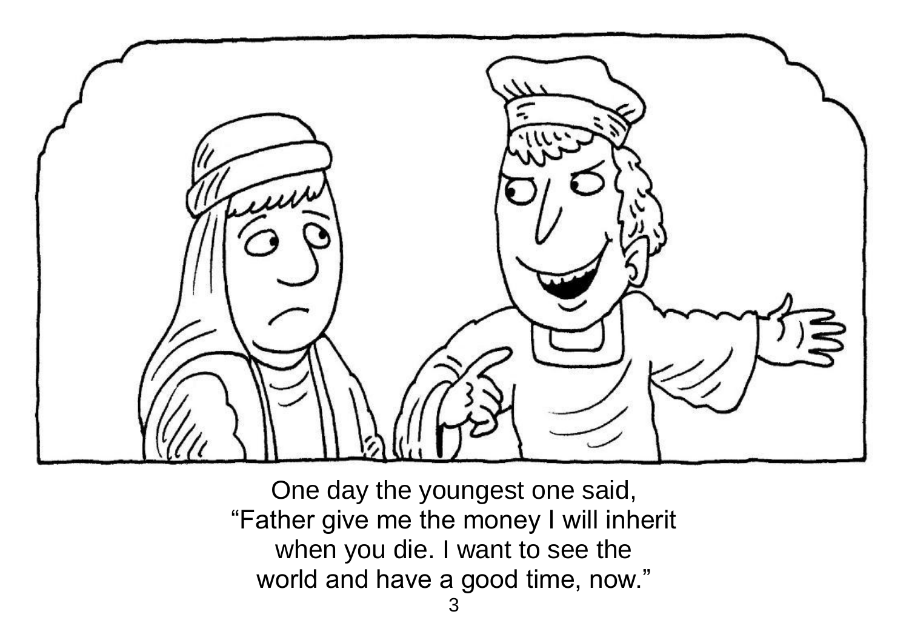One day the youngest one said,
“Father give me the money I will inherit
when you die. I want to see the
world and have a good time, now.”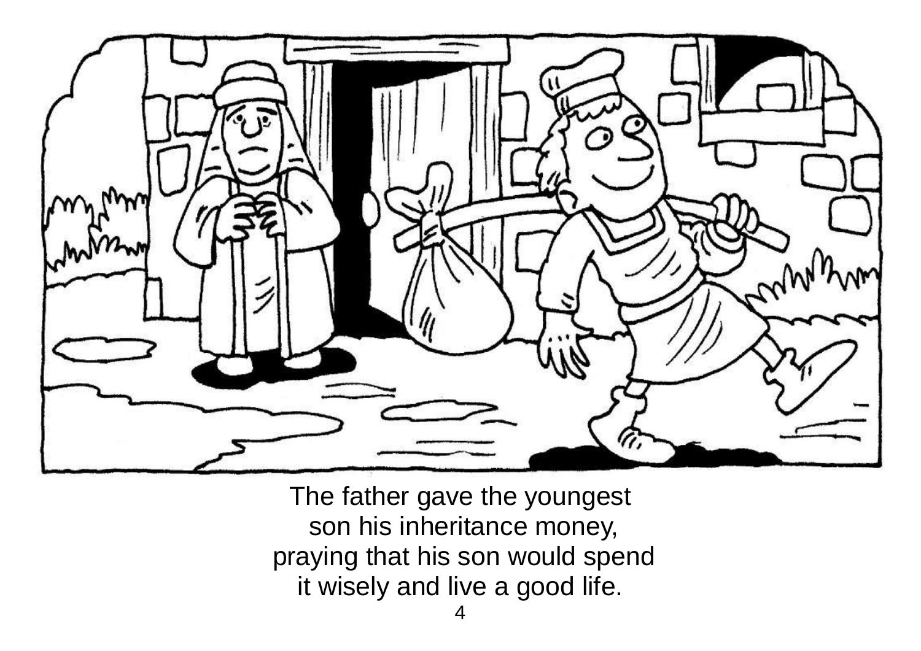The father gave the youngest son his inheritance money, praying that his son would spend it wisely and live a good life.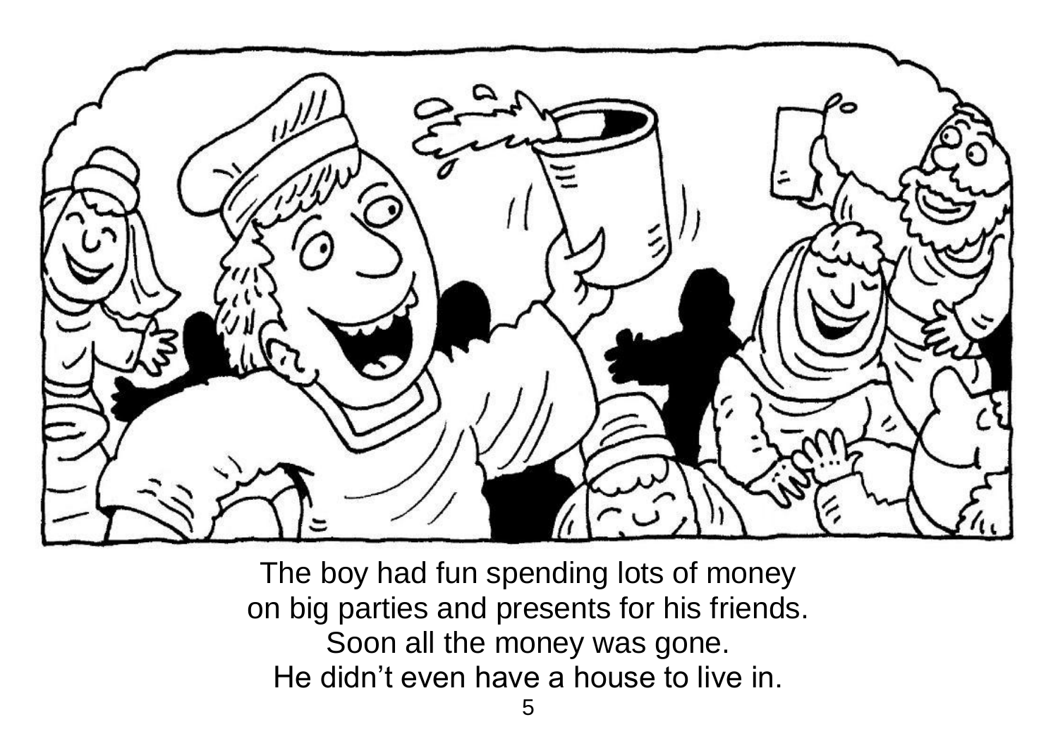The boy had fun spending lots of money
on big parties and presents for his friends.
Soon all the money was gone.
He didn't even have a house to live in.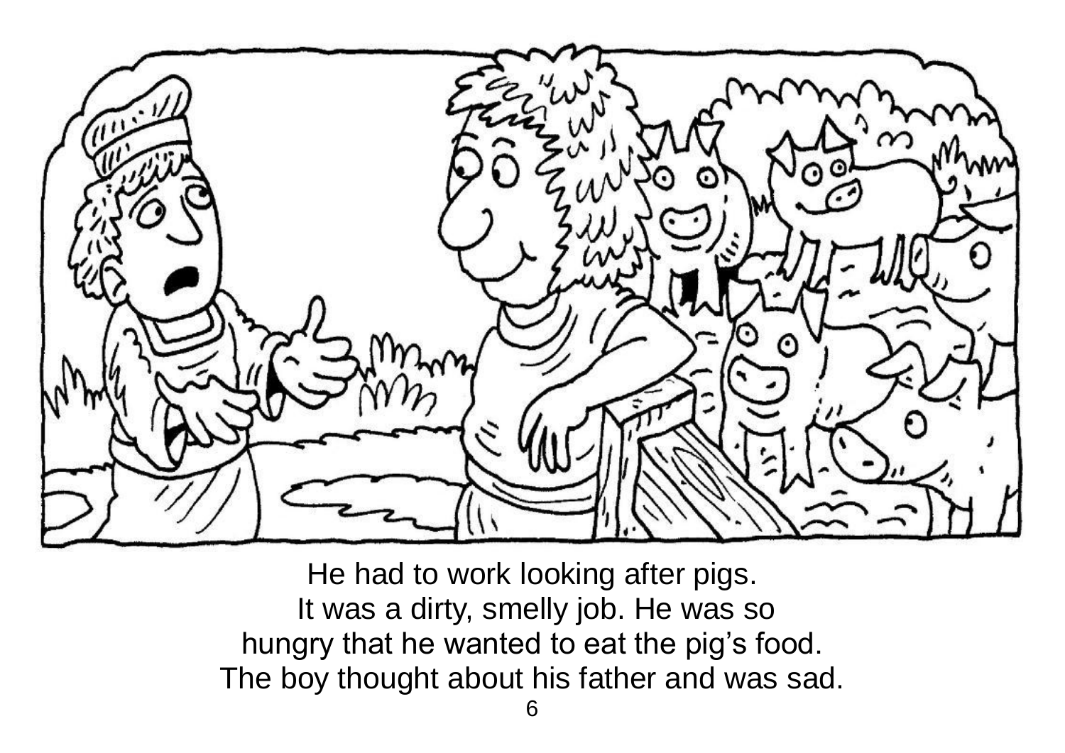He had to work looking after pigs.
It was a dirty, smelly job. He was so
hungry that he wanted to eat the pig's food.
The boy thought about his father and was sad.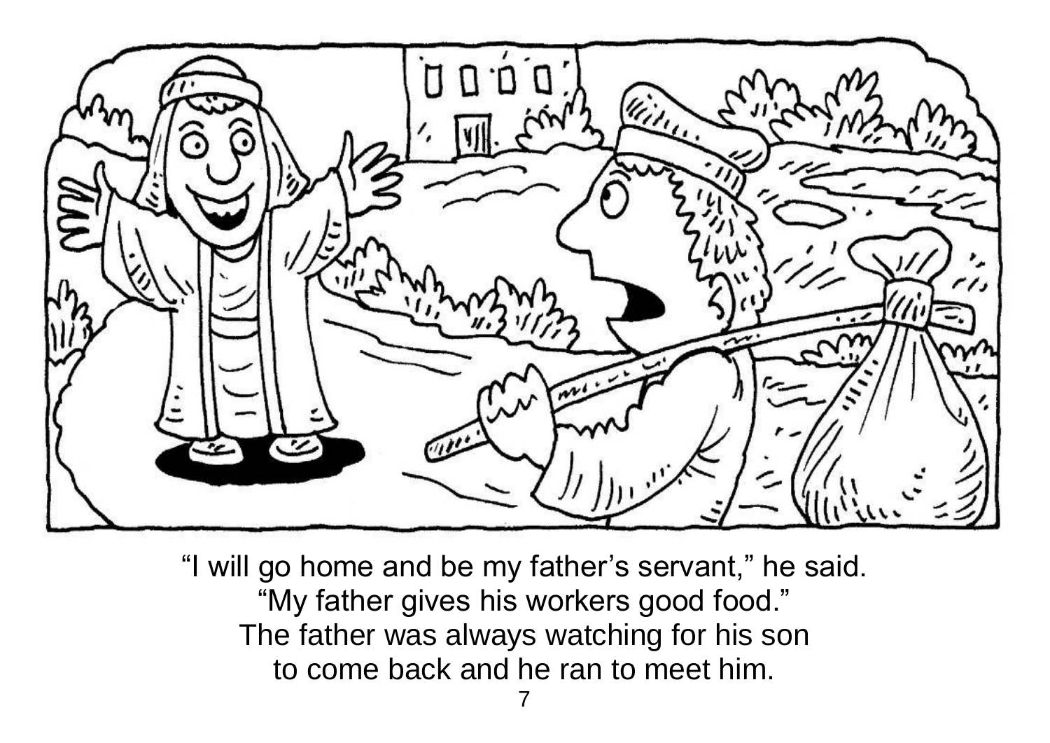“I will go home and be my father’s servant,” he said.
“My father gives his workers good food.”
The father was always watching for his son
to come back and he ran to meet him.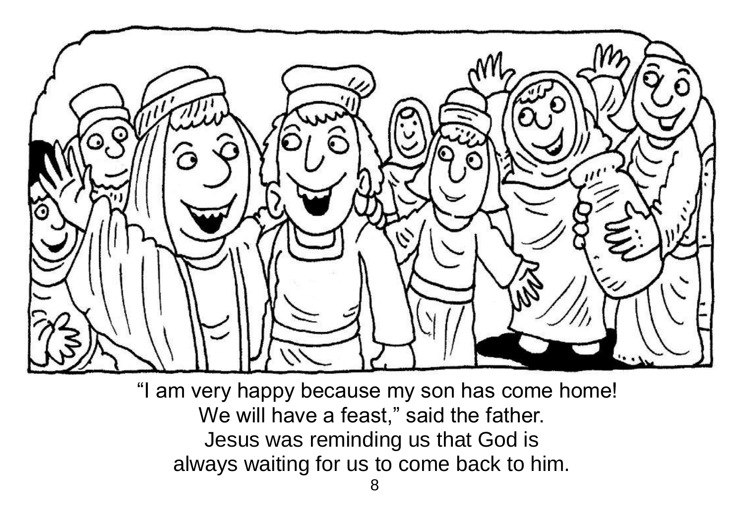“I am very happy because my son has come home!
We will have a feast,” said the father.
Jesus was reminding us that God is
always waiting for us to come back to him.